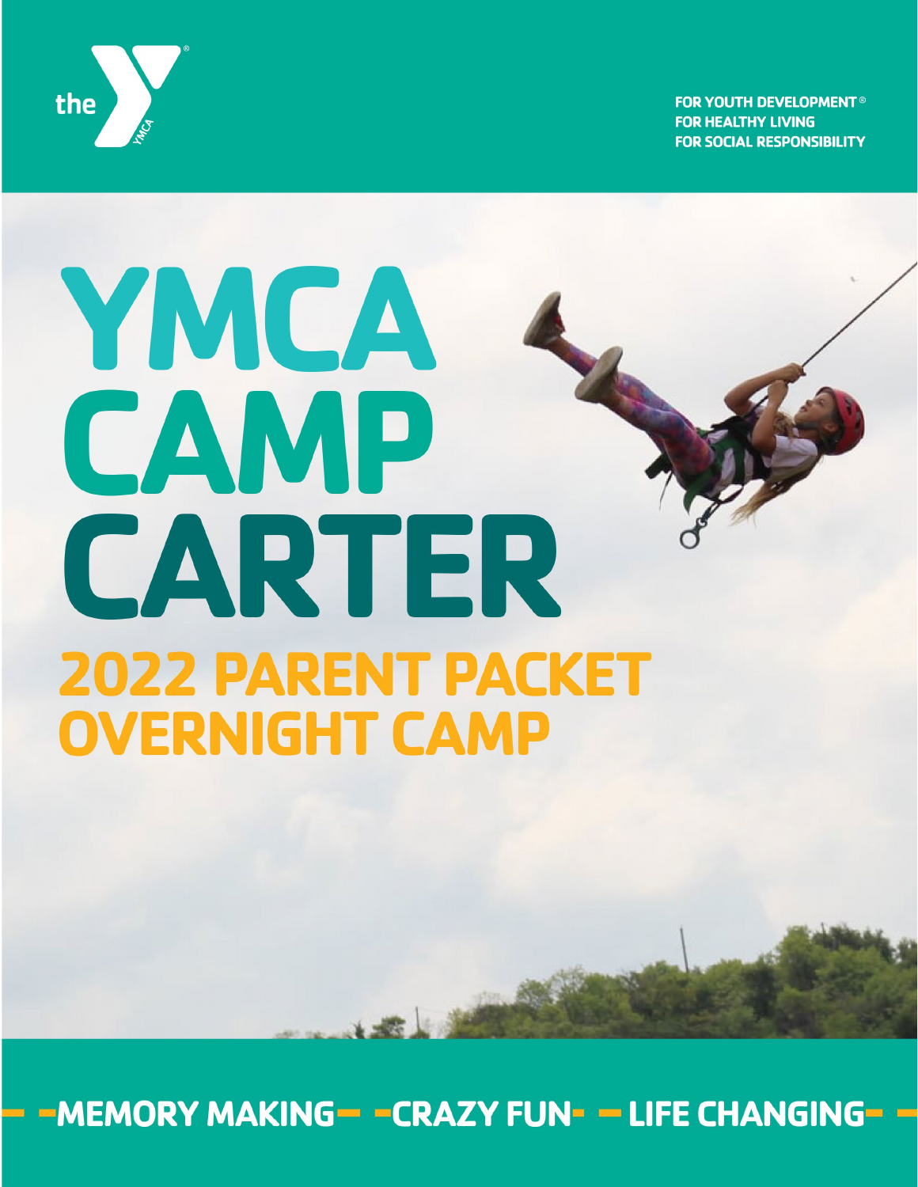the YMCA

FOR YOUTH DEVELOPMENT®
FOR HEALTHY LIVING
FOR SOCIAL RESPONSIBILITY

# YMCA CAMP CARTER

## 2022 PARENT PACKET
## OVERNIGHT CAMP

MEMORY MAKING — CRAZY FUN — LIFE CHANGING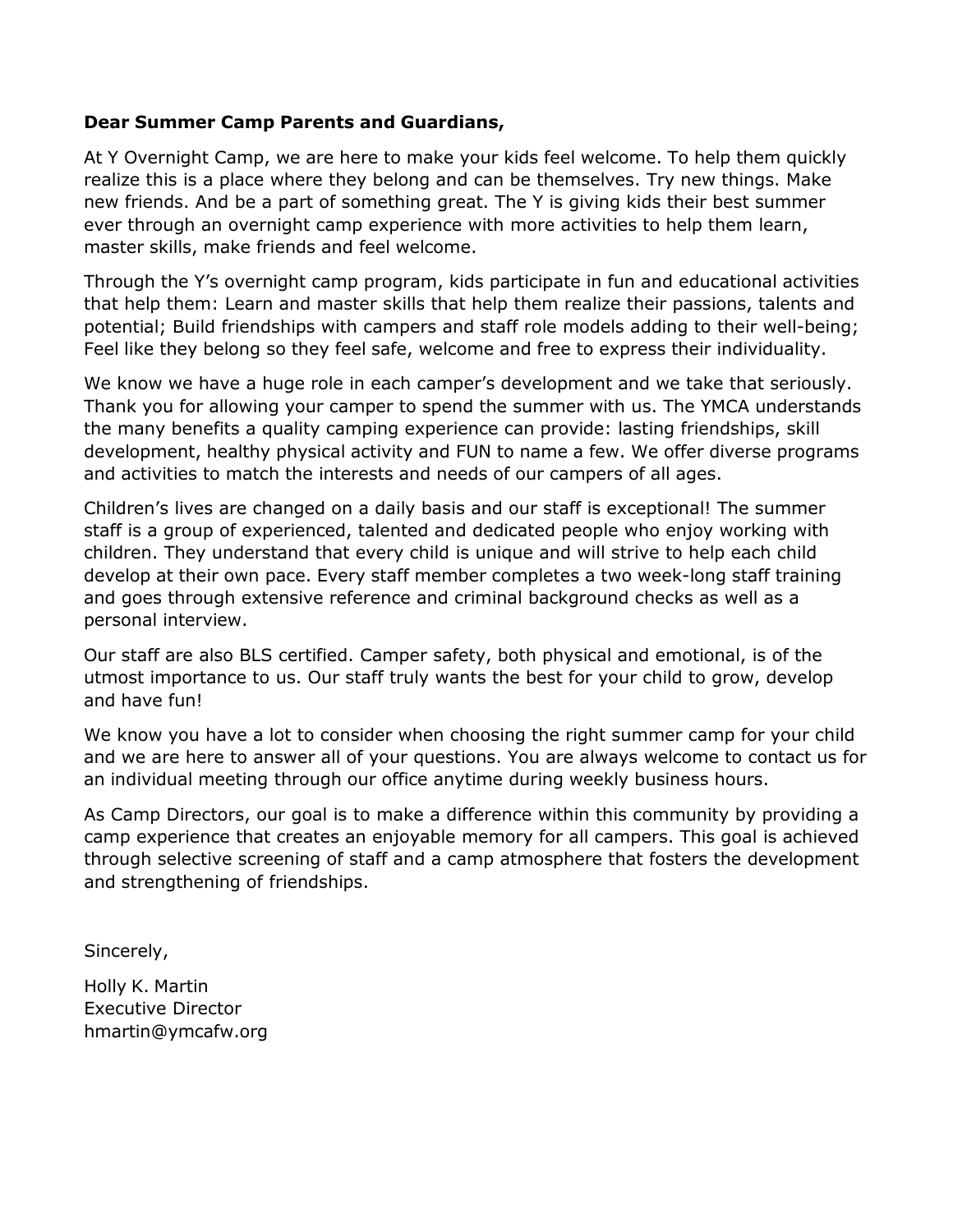**Dear Summer Camp Parents and Guardians,**

At Y Overnight Camp, we are here to make your kids feel welcome. To help them quickly realize this is a place where they belong and can be themselves. Try new things. Make new friends. And be a part of something great. The Y is giving kids their best summer ever through an overnight camp experience with more activities to help them learn, master skills, make friends and feel welcome.

Through the Y's overnight camp program, kids participate in fun and educational activities that help them: Learn and master skills that help them realize their passions, talents and potential; Build friendships with campers and staff role models adding to their well-being; Feel like they belong so they feel safe, welcome and free to express their individuality.

We know we have a huge role in each camper's development and we take that seriously. Thank you for allowing your camper to spend the summer with us. The YMCA understands the many benefits a quality camping experience can provide: lasting friendships, skill development, healthy physical activity and FUN to name a few. We offer diverse programs and activities to match the interests and needs of our campers of all ages.

Children's lives are changed on a daily basis and our staff is exceptional! The summer staff is a group of experienced, talented and dedicated people who enjoy working with children. They understand that every child is unique and will strive to help each child develop at their own pace. Every staff member completes a two week-long staff training and goes through extensive reference and criminal background checks as well as a personal interview.

Our staff are also BLS certified. Camper safety, both physical and emotional, is of the utmost importance to us. Our staff truly wants the best for your child to grow, develop and have fun!

We know you have a lot to consider when choosing the right summer camp for your child and we are here to answer all of your questions. You are always welcome to contact us for an individual meeting through our office anytime during weekly business hours.

As Camp Directors, our goal is to make a difference within this community by providing a camp experience that creates an enjoyable memory for all campers. This goal is achieved through selective screening of staff and a camp atmosphere that fosters the development and strengthening of friendships.

Sincerely,

Holly K. Martin
Executive Director
hmartin@ymcafw.org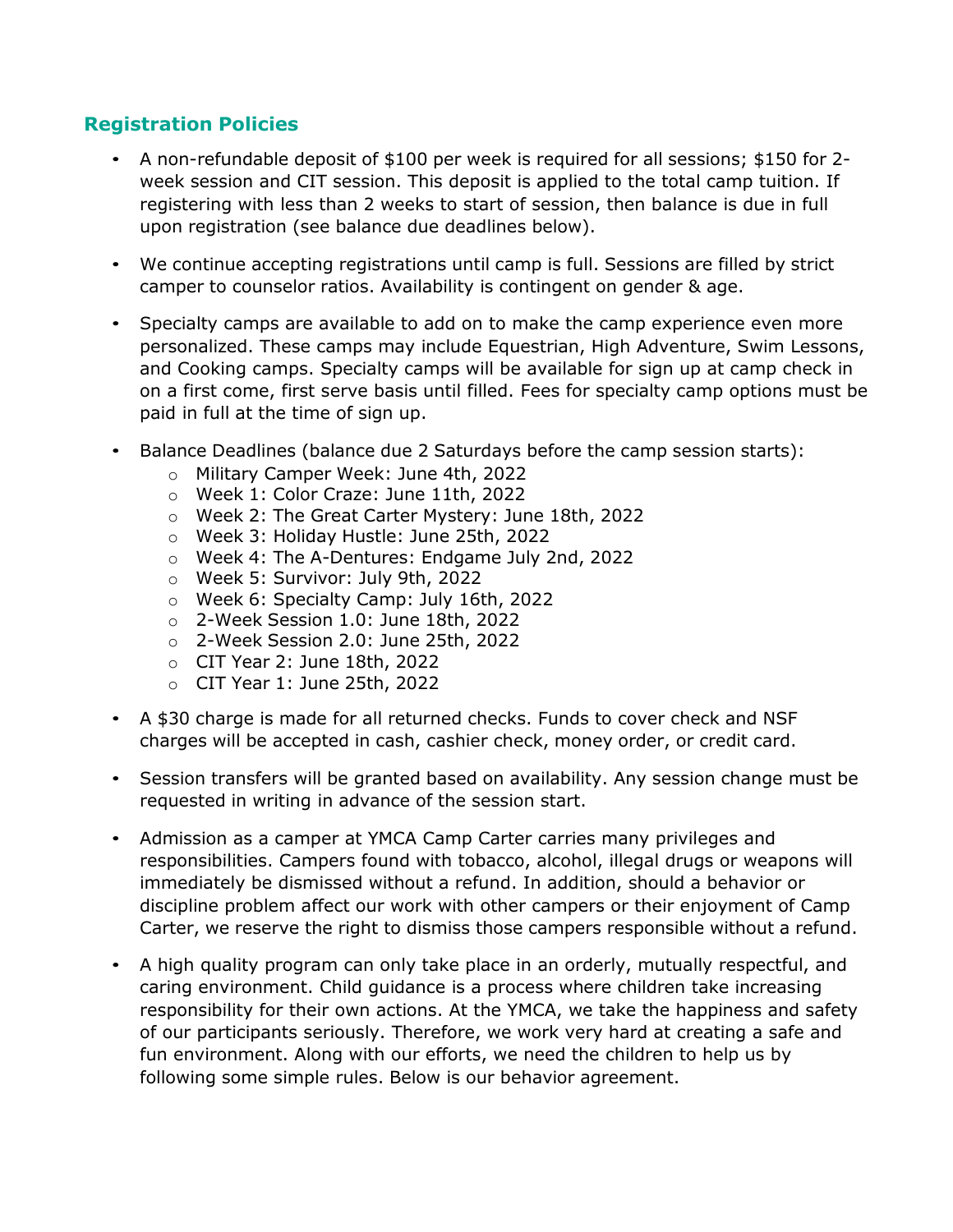## Registration Policies

- A non-refundable deposit of $100 per week is required for all sessions; $150 for 2-week session and CIT session. This deposit is applied to the total camp tuition. If registering with less than 2 weeks to start of session, then balance is due in full upon registration (see balance due deadlines below).

- We continue accepting registrations until camp is full. Sessions are filled by strict camper to counselor ratios. Availability is contingent on gender & age.

- Specialty camps are available to add on to make the camp experience even more personalized. These camps may include Equestrian, High Adventure, Swim Lessons, and Cooking camps. Specialty camps will be available for sign up at camp check in on a first come, first serve basis until filled. Fees for specialty camp options must be paid in full at the time of sign up.

- Balance Deadlines (balance due 2 Saturdays before the camp session starts):
  - Military Camper Week: June 4th, 2022
  - Week 1: Color Craze: June 11th, 2022
  - Week 2: The Great Carter Mystery: June 18th, 2022
  - Week 3: Holiday Hustle: June 25th, 2022
  - Week 4: The A-Dentures: Endgame July 2nd, 2022
  - Week 5: Survivor: July 9th, 2022
  - Week 6: Specialty Camp: July 16th, 2022
  - 2-Week Session 1.0: June 18th, 2022
  - 2-Week Session 2.0: June 25th, 2022
  - CIT Year 2: June 18th, 2022
  - CIT Year 1: June 25th, 2022

- A $30 charge is made for all returned checks. Funds to cover check and NSF charges will be accepted in cash, cashier check, money order, or credit card.

- Session transfers will be granted based on availability. Any session change must be requested in writing in advance of the session start.

- Admission as a camper at YMCA Camp Carter carries many privileges and responsibilities. Campers found with tobacco, alcohol, illegal drugs or weapons will immediately be dismissed without a refund. In addition, should a behavior or discipline problem affect our work with other campers or their enjoyment of Camp Carter, we reserve the right to dismiss those campers responsible without a refund.

- A high quality program can only take place in an orderly, mutually respectful, and caring environment. Child guidance is a process where children take increasing responsibility for their own actions. At the YMCA, we take the happiness and safety of our participants seriously. Therefore, we work very hard at creating a safe and fun environment. Along with our efforts, we need the children to help us by following some simple rules. Below is our behavior agreement.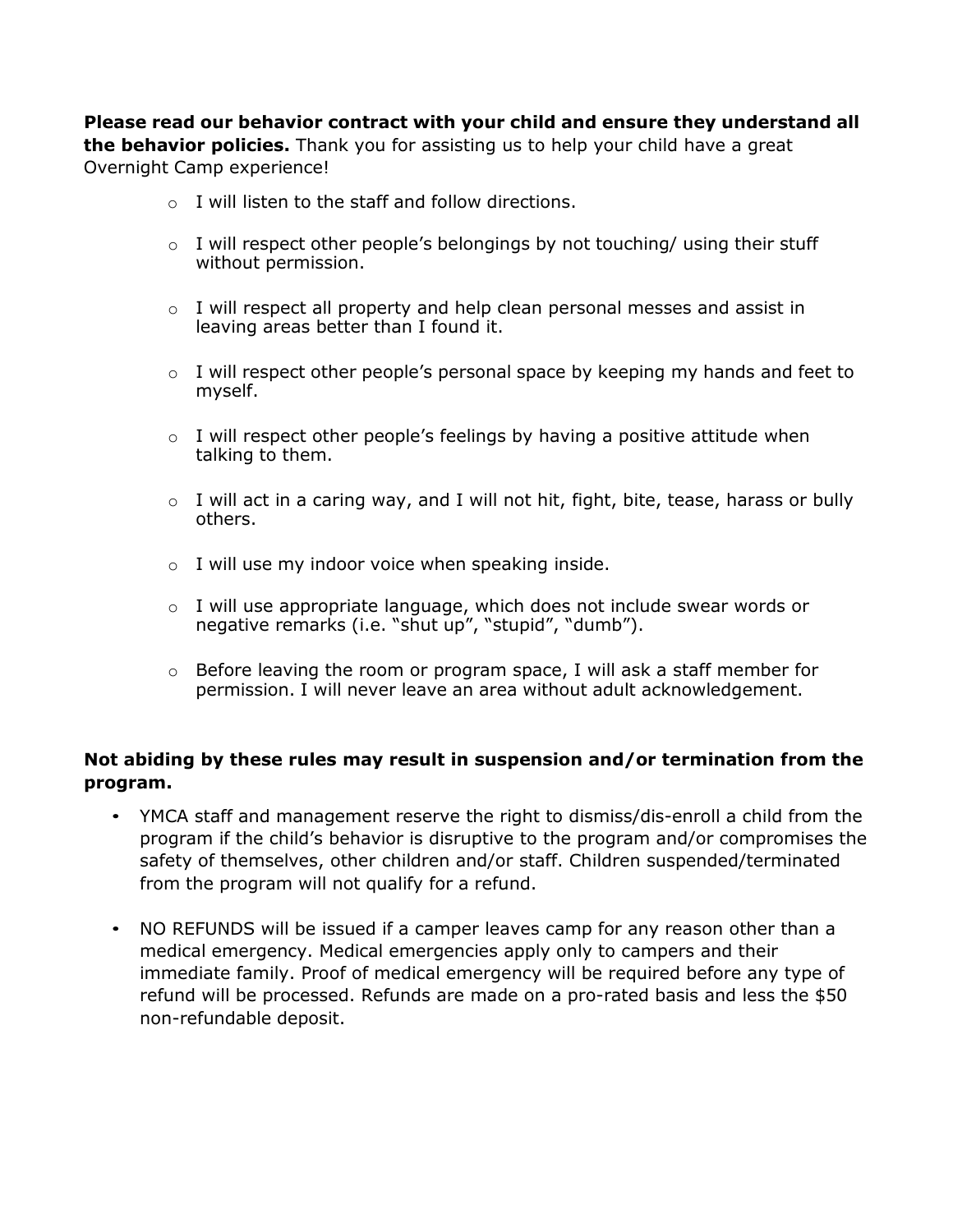**Please read our behavior contract with your child and ensure they understand all the behavior policies.** Thank you for assisting us to help your child have a great Overnight Camp experience!

- I will listen to the staff and follow directions.
- I will respect other people's belongings by not touching/ using their stuff without permission.
- I will respect all property and help clean personal messes and assist in leaving areas better than I found it.
- I will respect other people's personal space by keeping my hands and feet to myself.
- I will respect other people's feelings by having a positive attitude when talking to them.
- I will act in a caring way, and I will not hit, fight, bite, tease, harass or bully others.
- I will use my indoor voice when speaking inside.
- I will use appropriate language, which does not include swear words or negative remarks (i.e. "shut up", "stupid", "dumb").
- Before leaving the room or program space, I will ask a staff member for permission. I will never leave an area without adult acknowledgement.

**Not abiding by these rules may result in suspension and/or termination from the program.**

- YMCA staff and management reserve the right to dismiss/dis-enroll a child from the program if the child's behavior is disruptive to the program and/or compromises the safety of themselves, other children and/or staff. Children suspended/terminated from the program will not qualify for a refund.
- NO REFUNDS will be issued if a camper leaves camp for any reason other than a medical emergency. Medical emergencies apply only to campers and their immediate family. Proof of medical emergency will be required before any type of refund will be processed. Refunds are made on a pro-rated basis and less the $50 non-refundable deposit.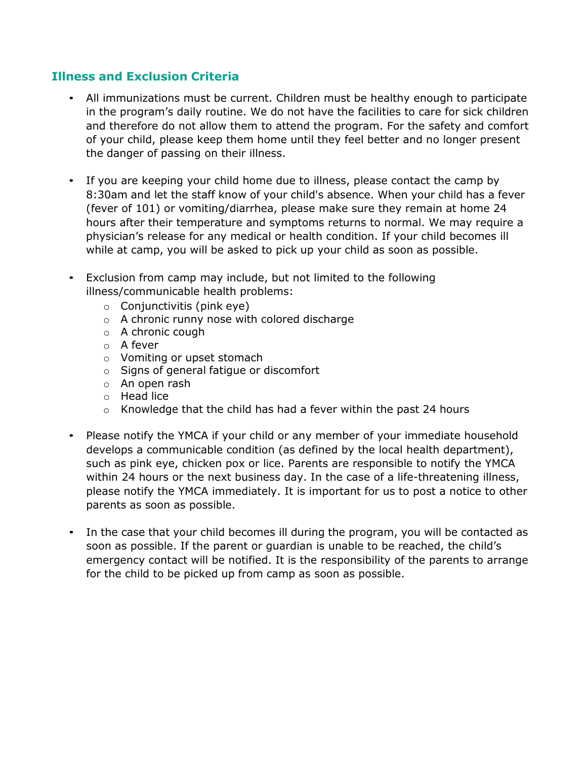## Illness and Exclusion Criteria

- All immunizations must be current. Children must be healthy enough to participate in the program's daily routine. We do not have the facilities to care for sick children and therefore do not allow them to attend the program. For the safety and comfort of your child, please keep them home until they feel better and no longer present the danger of passing on their illness.

- If you are keeping your child home due to illness, please contact the camp by 8:30am and let the staff know of your child's absence. When your child has a fever (fever of 101) or vomiting/diarrhea, please make sure they remain at home 24 hours after their temperature and symptoms returns to normal. We may require a physician's release for any medical or health condition. If your child becomes ill while at camp, you will be asked to pick up your child as soon as possible.

- Exclusion from camp may include, but not limited to the following illness/communicable health problems:
  - Conjunctivitis (pink eye)
  - A chronic runny nose with colored discharge
  - A chronic cough
  - A fever
  - Vomiting or upset stomach
  - Signs of general fatigue or discomfort
  - An open rash
  - Head lice
  - Knowledge that the child has had a fever within the past 24 hours

- Please notify the YMCA if your child or any member of your immediate household develops a communicable condition (as defined by the local health department), such as pink eye, chicken pox or lice. Parents are responsible to notify the YMCA within 24 hours or the next business day. In the case of a life-threatening illness, please notify the YMCA immediately. It is important for us to post a notice to other parents as soon as possible.

- In the case that your child becomes ill during the program, you will be contacted as soon as possible. If the parent or guardian is unable to be reached, the child's emergency contact will be notified. It is the responsibility of the parents to arrange for the child to be picked up from camp as soon as possible.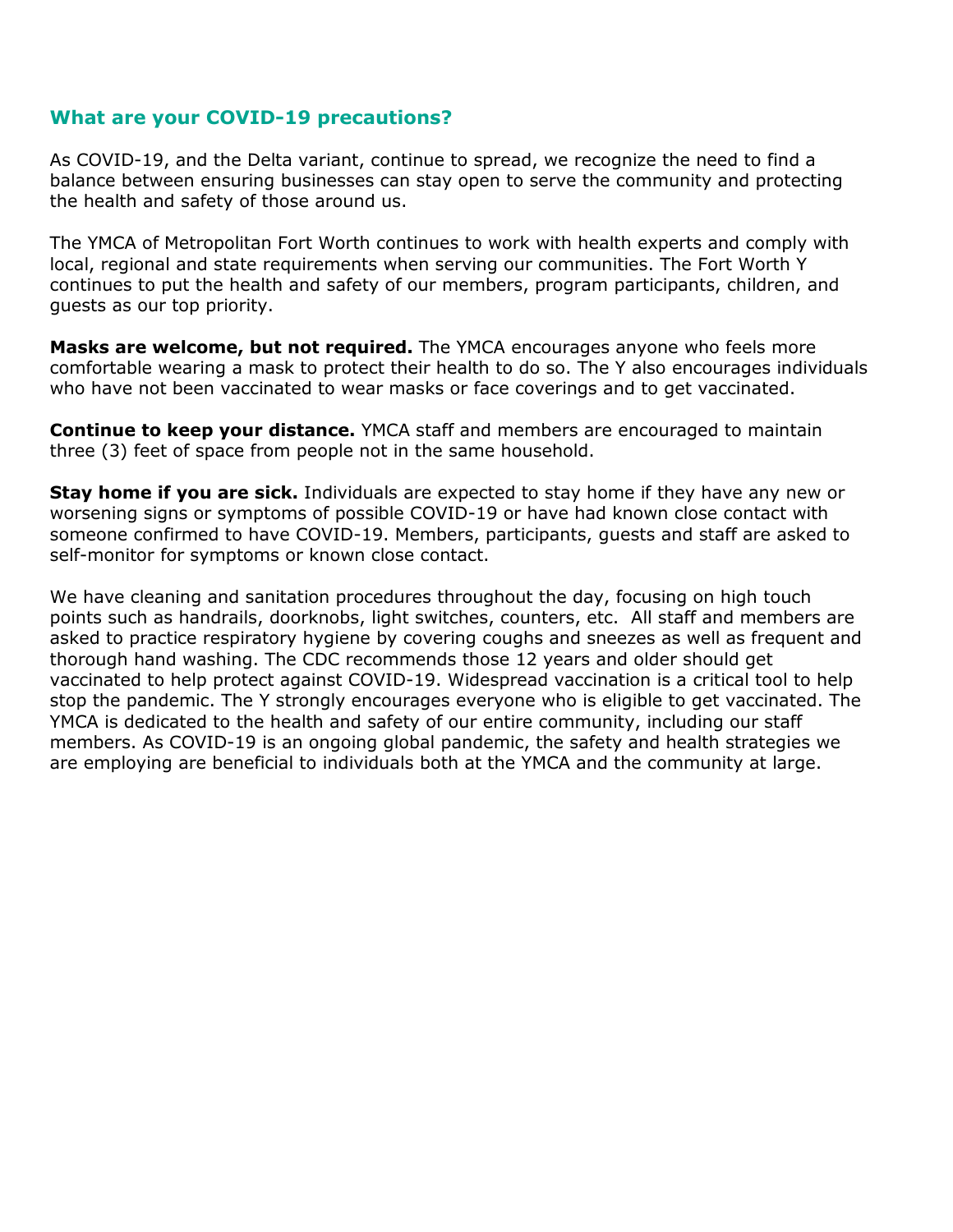## What are your COVID-19 precautions?

As COVID-19, and the Delta variant, continue to spread, we recognize the need to find a balance between ensuring businesses can stay open to serve the community and protecting the health and safety of those around us.

The YMCA of Metropolitan Fort Worth continues to work with health experts and comply with local, regional and state requirements when serving our communities. The Fort Worth Y continues to put the health and safety of our members, program participants, children, and guests as our top priority.

**Masks are welcome, but not required.** The YMCA encourages anyone who feels more comfortable wearing a mask to protect their health to do so. The Y also encourages individuals who have not been vaccinated to wear masks or face coverings and to get vaccinated.

**Continue to keep your distance.** YMCA staff and members are encouraged to maintain three (3) feet of space from people not in the same household.

**Stay home if you are sick.** Individuals are expected to stay home if they have any new or worsening signs or symptoms of possible COVID-19 or have had known close contact with someone confirmed to have COVID-19. Members, participants, guests and staff are asked to self-monitor for symptoms or known close contact.

We have cleaning and sanitation procedures throughout the day, focusing on high touch points such as handrails, doorknobs, light switches, counters, etc. All staff and members are asked to practice respiratory hygiene by covering coughs and sneezes as well as frequent and thorough hand washing. The CDC recommends those 12 years and older should get vaccinated to help protect against COVID-19. Widespread vaccination is a critical tool to help stop the pandemic. The Y strongly encourages everyone who is eligible to get vaccinated. The YMCA is dedicated to the health and safety of our entire community, including our staff members. As COVID-19 is an ongoing global pandemic, the safety and health strategies we are employing are beneficial to individuals both at the YMCA and the community at large.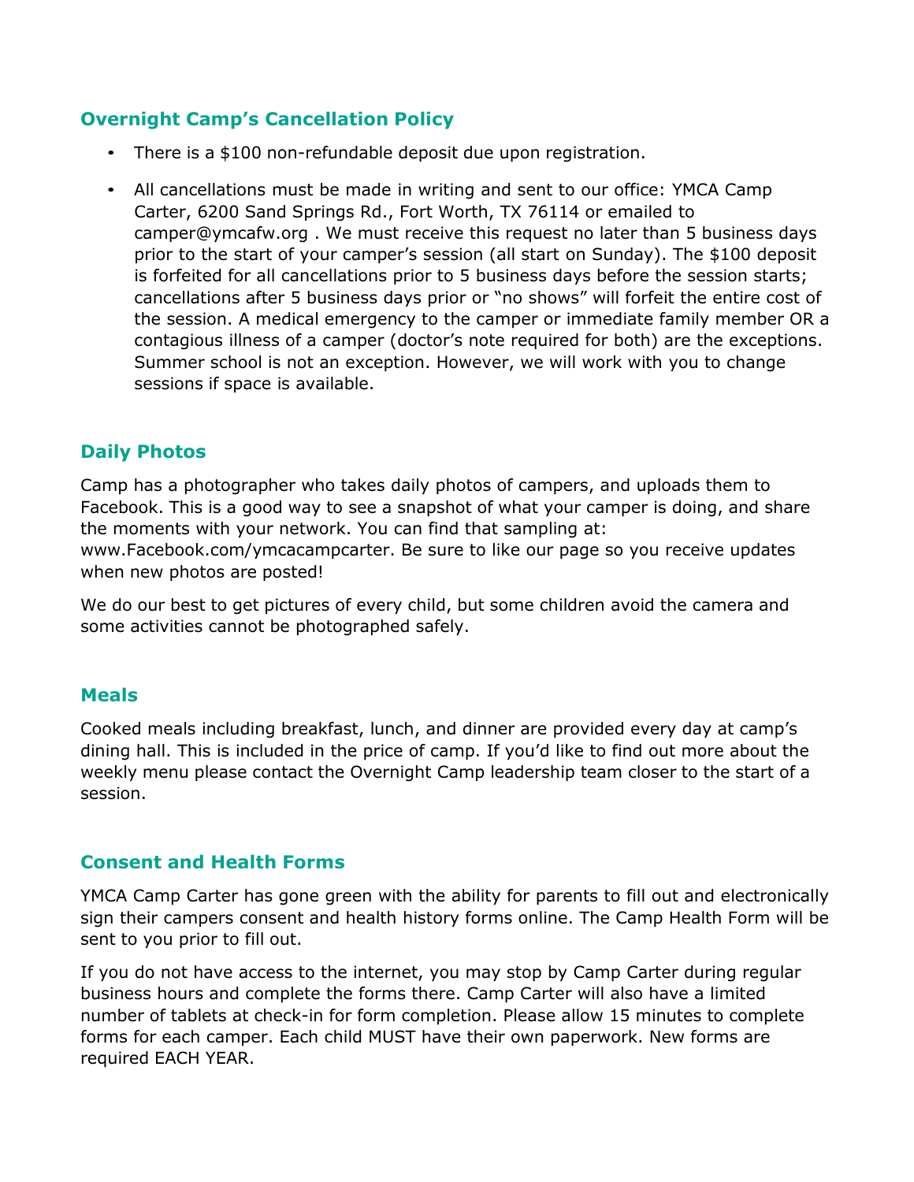## Overnight Camp's Cancellation Policy

- There is a $100 non-refundable deposit due upon registration.
- All cancellations must be made in writing and sent to our office: YMCA Camp Carter, 6200 Sand Springs Rd., Fort Worth, TX 76114 or emailed to camper@ymcafw.org . We must receive this request no later than 5 business days prior to the start of your camper's session (all start on Sunday). The $100 deposit is forfeited for all cancellations prior to 5 business days before the session starts; cancellations after 5 business days prior or "no shows" will forfeit the entire cost of the session. A medical emergency to the camper or immediate family member OR a contagious illness of a camper (doctor's note required for both) are the exceptions. Summer school is not an exception. However, we will work with you to change sessions if space is available.

## Daily Photos

Camp has a photographer who takes daily photos of campers, and uploads them to Facebook. This is a good way to see a snapshot of what your camper is doing, and share the moments with your network. You can find that sampling at: www.Facebook.com/ymcacampcarter. Be sure to like our page so you receive updates when new photos are posted!

We do our best to get pictures of every child, but some children avoid the camera and some activities cannot be photographed safely.

## Meals

Cooked meals including breakfast, lunch, and dinner are provided every day at camp's dining hall. This is included in the price of camp. If you'd like to find out more about the weekly menu please contact the Overnight Camp leadership team closer to the start of a session.

## Consent and Health Forms

YMCA Camp Carter has gone green with the ability for parents to fill out and electronically sign their campers consent and health history forms online. The Camp Health Form will be sent to you prior to fill out.

If you do not have access to the internet, you may stop by Camp Carter during regular business hours and complete the forms there. Camp Carter will also have a limited number of tablets at check-in for form completion. Please allow 15 minutes to complete forms for each camper. Each child MUST have their own paperwork. New forms are required EACH YEAR.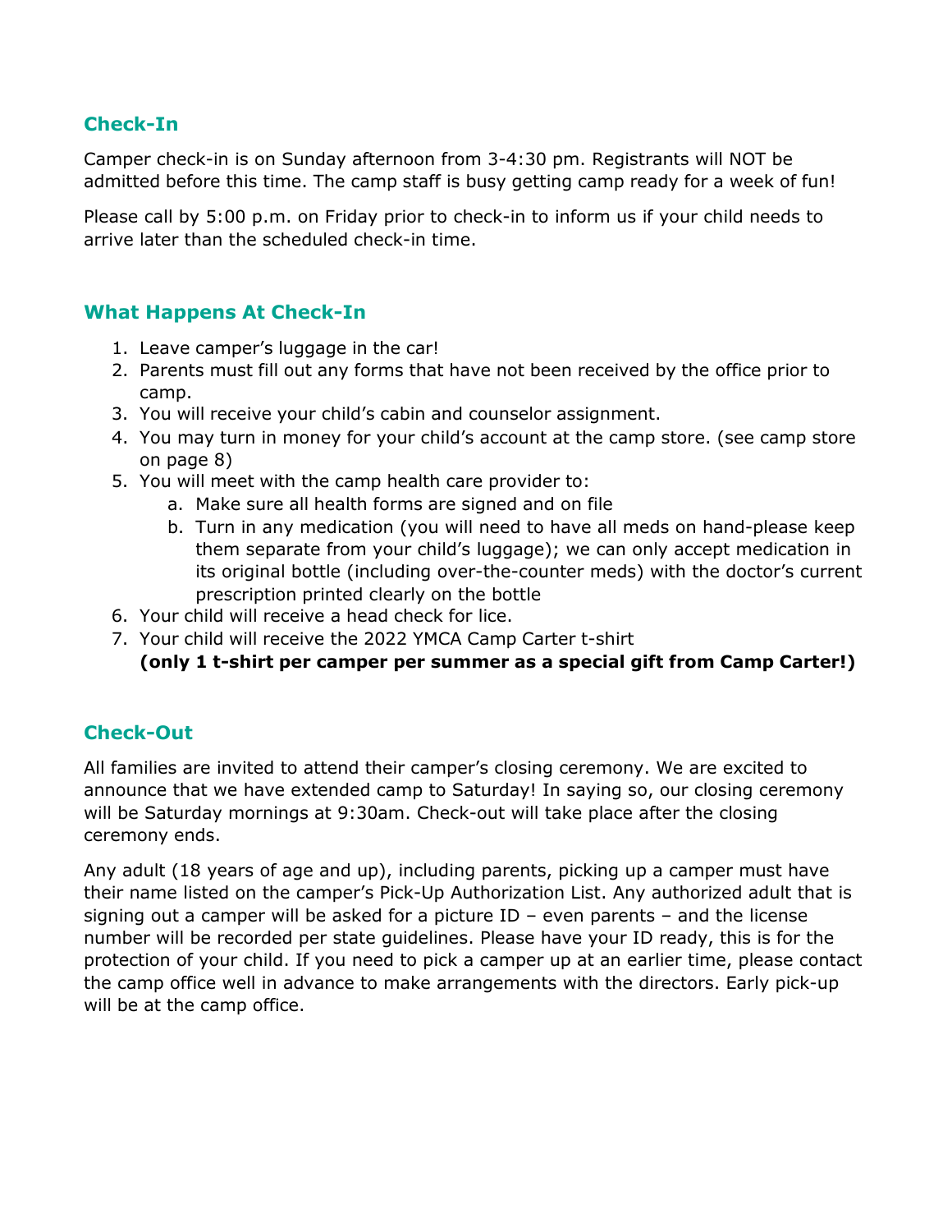## Check-In

Camper check-in is on Sunday afternoon from 3-4:30 pm. Registrants will NOT be admitted before this time. The camp staff is busy getting camp ready for a week of fun!

Please call by 5:00 p.m. on Friday prior to check-in to inform us if your child needs to arrive later than the scheduled check-in time.

## What Happens At Check-In

1. Leave camper's luggage in the car!
2. Parents must fill out any forms that have not been received by the office prior to camp.
3. You will receive your child's cabin and counselor assignment.
4. You may turn in money for your child's account at the camp store. (see camp store on page 8)
5. You will meet with the camp health care provider to:
   a. Make sure all health forms are signed and on file
   b. Turn in any medication (you will need to have all meds on hand-please keep them separate from your child's luggage); we can only accept medication in its original bottle (including over-the-counter meds) with the doctor's current prescription printed clearly on the bottle
6. Your child will receive a head check for lice.
7. Your child will receive the 2022 YMCA Camp Carter t-shirt **(only 1 t-shirt per camper per summer as a special gift from Camp Carter!)**

## Check-Out

All families are invited to attend their camper's closing ceremony. We are excited to announce that we have extended camp to Saturday! In saying so, our closing ceremony will be Saturday mornings at 9:30am. Check-out will take place after the closing ceremony ends.

Any adult (18 years of age and up), including parents, picking up a camper must have their name listed on the camper's Pick-Up Authorization List. Any authorized adult that is signing out a camper will be asked for a picture ID – even parents – and the license number will be recorded per state guidelines. Please have your ID ready, this is for the protection of your child. If you need to pick a camper up at an earlier time, please contact the camp office well in advance to make arrangements with the directors. Early pick-up will be at the camp office.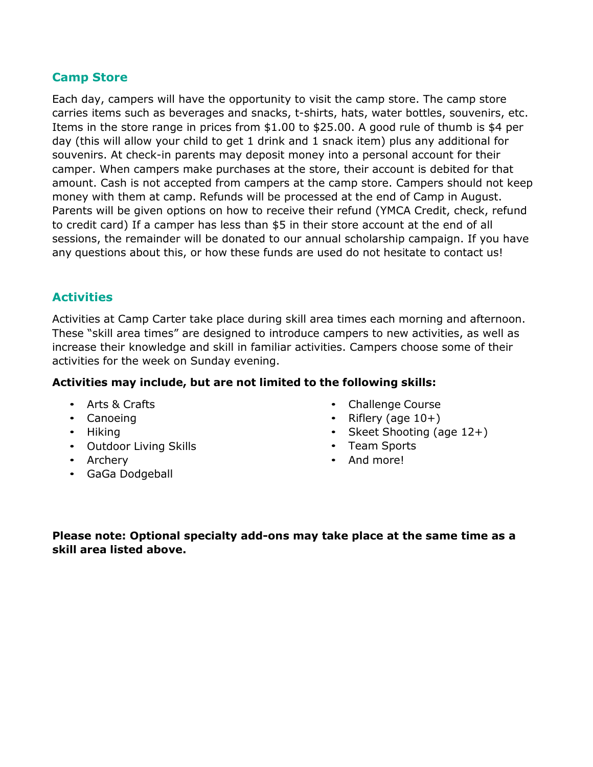## Camp Store

Each day, campers will have the opportunity to visit the camp store. The camp store carries items such as beverages and snacks, t-shirts, hats, water bottles, souvenirs, etc. Items in the store range in prices from $1.00 to $25.00. A good rule of thumb is $4 per day (this will allow your child to get 1 drink and 1 snack item) plus any additional for souvenirs. At check-in parents may deposit money into a personal account for their camper. When campers make purchases at the store, their account is debited for that amount. Cash is not accepted from campers at the camp store. Campers should not keep money with them at camp. Refunds will be processed at the end of Camp in August. Parents will be given options on how to receive their refund (YMCA Credit, check, refund to credit card) If a camper has less than $5 in their store account at the end of all sessions, the remainder will be donated to our annual scholarship campaign. If you have any questions about this, or how these funds are used do not hesitate to contact us!

## Activities

Activities at Camp Carter take place during skill area times each morning and afternoon. These "skill area times" are designed to introduce campers to new activities, as well as increase their knowledge and skill in familiar activities. Campers choose some of their activities for the week on Sunday evening.

**Activities may include, but are not limited to the following skills:**

- Arts & Crafts
- Canoeing
- Hiking
- Outdoor Living Skills
- Archery
- GaGa Dodgeball
- Challenge Course
- Riflery (age 10+)
- Skeet Shooting (age 12+)
- Team Sports
- And more!

**Please note: Optional specialty add-ons may take place at the same time as a skill area listed above.**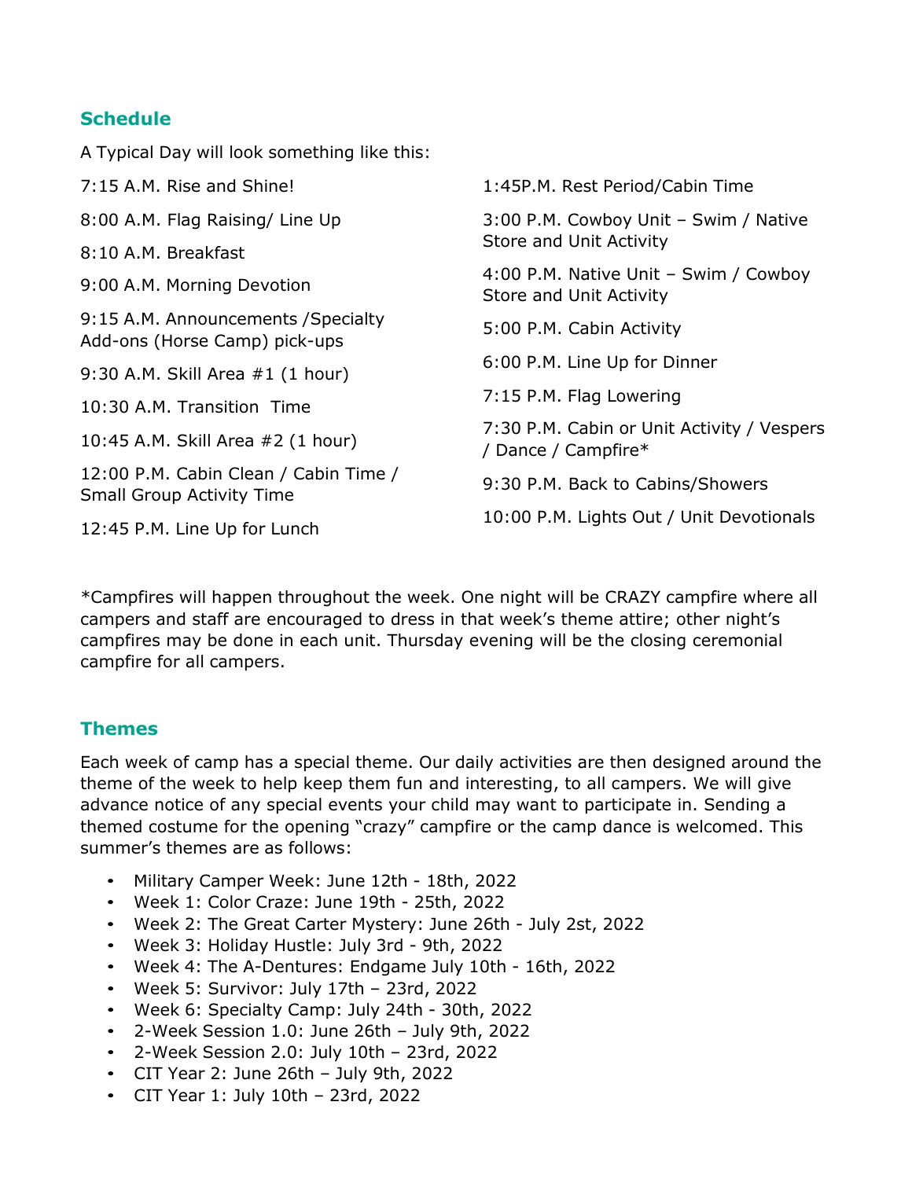## Schedule

A Typical Day will look something like this:

7:15 A.M. Rise and Shine!

8:00 A.M. Flag Raising/ Line Up

8:10 A.M. Breakfast

9:00 A.M. Morning Devotion

9:15 A.M. Announcements /Specialty Add-ons (Horse Camp) pick-ups

9:30 A.M. Skill Area #1 (1 hour)

10:30 A.M. Transition Time

10:45 A.M. Skill Area #2 (1 hour)

12:00 P.M. Cabin Clean / Cabin Time / Small Group Activity Time

12:45 P.M. Line Up for Lunch

1:45P.M. Rest Period/Cabin Time

3:00 P.M. Cowboy Unit – Swim / Native Store and Unit Activity

4:00 P.M. Native Unit – Swim / Cowboy Store and Unit Activity

5:00 P.M. Cabin Activity

6:00 P.M. Line Up for Dinner

7:15 P.M. Flag Lowering

7:30 P.M. Cabin or Unit Activity / Vespers / Dance / Campfire*

9:30 P.M. Back to Cabins/Showers

10:00 P.M. Lights Out / Unit Devotionals

*Campfires will happen throughout the week. One night will be CRAZY campfire where all campers and staff are encouraged to dress in that week's theme attire; other night's campfires may be done in each unit. Thursday evening will be the closing ceremonial campfire for all campers.

## Themes

Each week of camp has a special theme. Our daily activities are then designed around the theme of the week to help keep them fun and interesting, to all campers. We will give advance notice of any special events your child may want to participate in. Sending a themed costume for the opening "crazy" campfire or the camp dance is welcomed. This summer's themes are as follows:

- Military Camper Week: June 12th - 18th, 2022
- Week 1: Color Craze: June 19th - 25th, 2022
- Week 2: The Great Carter Mystery: June 26th - July 2st, 2022
- Week 3: Holiday Hustle: July 3rd - 9th, 2022
- Week 4: The A-Dentures: Endgame July 10th - 16th, 2022
- Week 5: Survivor: July 17th – 23rd, 2022
- Week 6: Specialty Camp: July 24th - 30th, 2022
- 2-Week Session 1.0: June 26th – July 9th, 2022
- 2-Week Session 2.0: July 10th – 23rd, 2022
- CIT Year 2: June 26th – July 9th, 2022
- CIT Year 1: July 10th – 23rd, 2022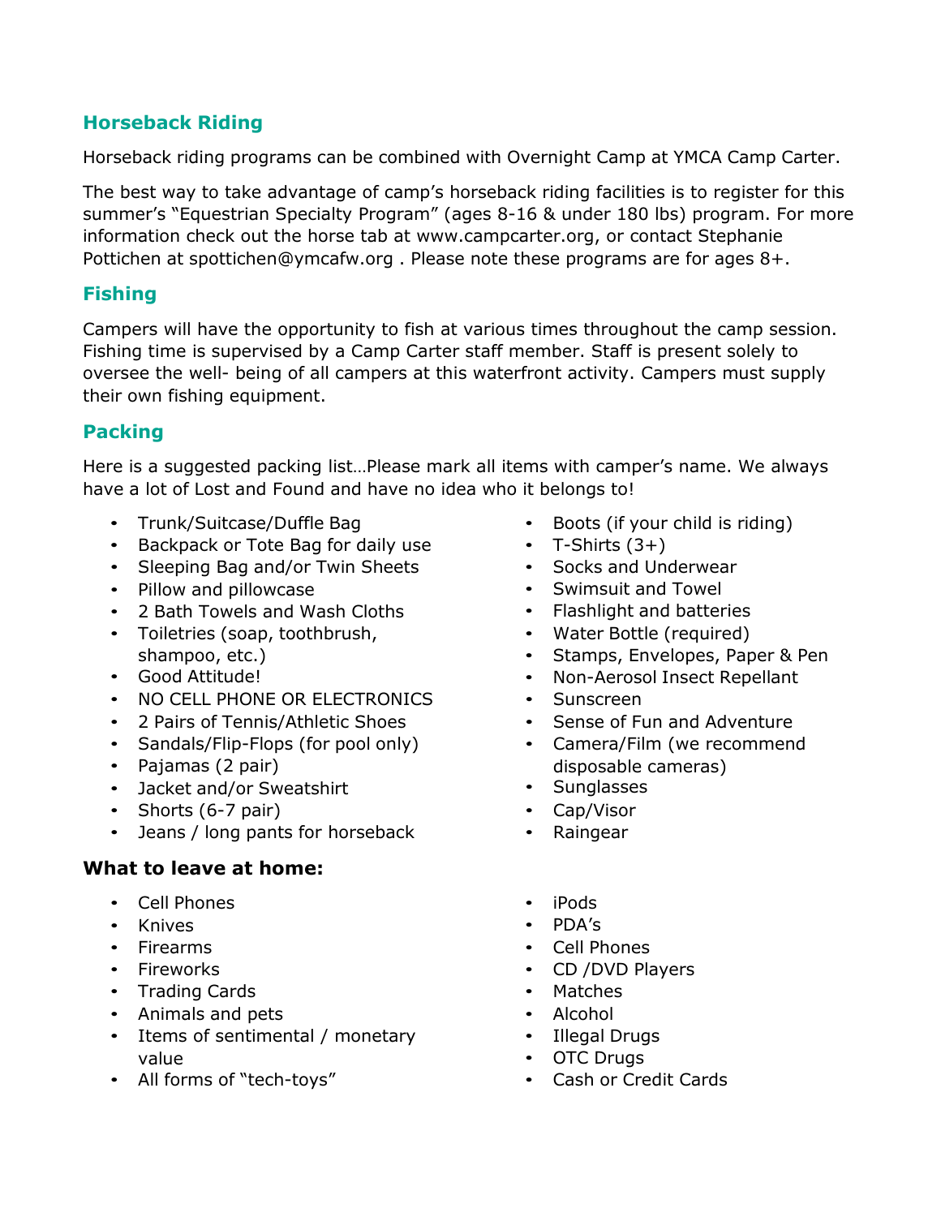## Horseback Riding

Horseback riding programs can be combined with Overnight Camp at YMCA Camp Carter.

The best way to take advantage of camp's horseback riding facilities is to register for this summer's "Equestrian Specialty Program" (ages 8-16 & under 180 lbs) program. For more information check out the horse tab at www.campcarter.org, or contact Stephanie Pottichen at spottichen@ymcafw.org . Please note these programs are for ages 8+.

## Fishing

Campers will have the opportunity to fish at various times throughout the camp session. Fishing time is supervised by a Camp Carter staff member. Staff is present solely to oversee the well- being of all campers at this waterfront activity. Campers must supply their own fishing equipment.

## Packing

Here is a suggested packing list…Please mark all items with camper's name. We always have a lot of Lost and Found and have no idea who it belongs to!

- Trunk/Suitcase/Duffle Bag
- Backpack or Tote Bag for daily use
- Sleeping Bag and/or Twin Sheets
- Pillow and pillowcase
- 2 Bath Towels and Wash Cloths
- Toiletries (soap, toothbrush, shampoo, etc.)
- Good Attitude!
- NO CELL PHONE OR ELECTRONICS
- 2 Pairs of Tennis/Athletic Shoes
- Sandals/Flip-Flops (for pool only)
- Pajamas (2 pair)
- Jacket and/or Sweatshirt
- Shorts (6-7 pair)
- Jeans / long pants for horseback
- Boots (if your child is riding)
- T-Shirts (3+)
- Socks and Underwear
- Swimsuit and Towel
- Flashlight and batteries
- Water Bottle (required)
- Stamps, Envelopes, Paper & Pen
- Non-Aerosol Insect Repellant
- Sunscreen
- Sense of Fun and Adventure
- Camera/Film (we recommend disposable cameras)
- Sunglasses
- Cap/Visor
- Raingear

### What to leave at home:

- Cell Phones
- Knives
- Firearms
- Fireworks
- Trading Cards
- Animals and pets
- Items of sentimental / monetary value
- All forms of "tech-toys"
- iPods
- PDA's
- Cell Phones
- CD /DVD Players
- Matches
- Alcohol
- Illegal Drugs
- OTC Drugs
- Cash or Credit Cards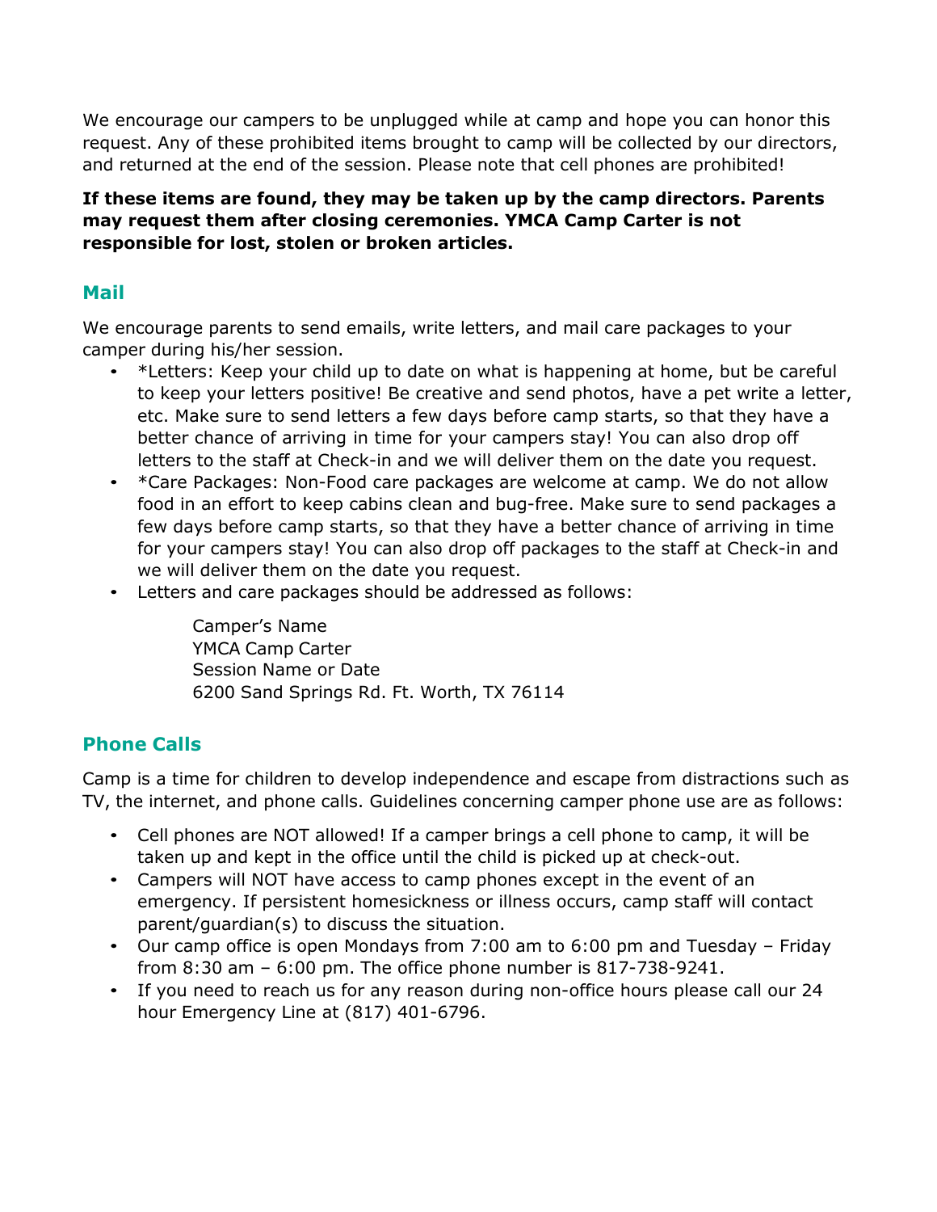We encourage our campers to be unplugged while at camp and hope you can honor this request. Any of these prohibited items brought to camp will be collected by our directors, and returned at the end of the session. Please note that cell phones are prohibited!

**If these items are found, they may be taken up by the camp directors. Parents may request them after closing ceremonies. YMCA Camp Carter is not responsible for lost, stolen or broken articles.**

## Mail

We encourage parents to send emails, write letters, and mail care packages to your camper during his/her session.

- *Letters: Keep your child up to date on what is happening at home, but be careful to keep your letters positive! Be creative and send photos, have a pet write a letter, etc. Make sure to send letters a few days before camp starts, so that they have a better chance of arriving in time for your campers stay! You can also drop off letters to the staff at Check-in and we will deliver them on the date you request.
- *Care Packages: Non-Food care packages are welcome at camp. We do not allow food in an effort to keep cabins clean and bug-free. Make sure to send packages a few days before camp starts, so that they have a better chance of arriving in time for your campers stay! You can also drop off packages to the staff at Check-in and we will deliver them on the date you request.
- Letters and care packages should be addressed as follows:

  Camper's Name
  YMCA Camp Carter
  Session Name or Date
  6200 Sand Springs Rd. Ft. Worth, TX 76114

## Phone Calls

Camp is a time for children to develop independence and escape from distractions such as TV, the internet, and phone calls. Guidelines concerning camper phone use are as follows:

- Cell phones are NOT allowed! If a camper brings a cell phone to camp, it will be taken up and kept in the office until the child is picked up at check-out.
- Campers will NOT have access to camp phones except in the event of an emergency. If persistent homesickness or illness occurs, camp staff will contact parent/guardian(s) to discuss the situation.
- Our camp office is open Mondays from 7:00 am to 6:00 pm and Tuesday – Friday from 8:30 am – 6:00 pm. The office phone number is 817-738-9241.
- If you need to reach us for any reason during non-office hours please call our 24 hour Emergency Line at (817) 401-6796.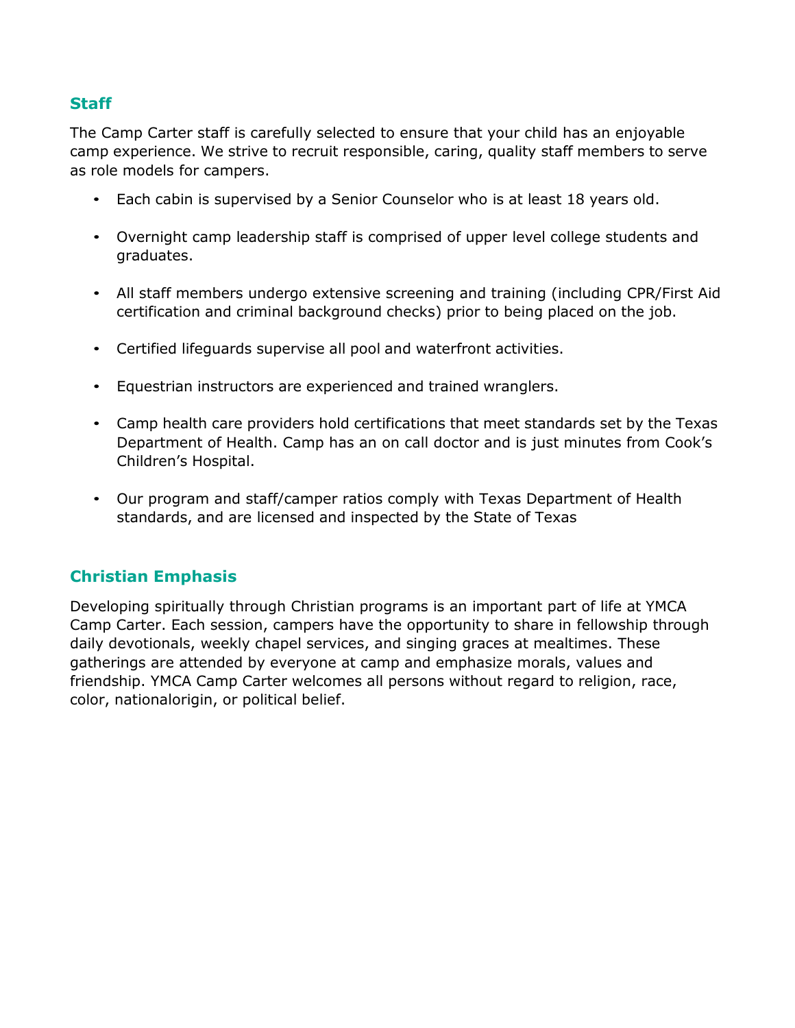## Staff

The Camp Carter staff is carefully selected to ensure that your child has an enjoyable camp experience. We strive to recruit responsible, caring, quality staff members to serve as role models for campers.

- Each cabin is supervised by a Senior Counselor who is at least 18 years old.
- Overnight camp leadership staff is comprised of upper level college students and graduates.
- All staff members undergo extensive screening and training (including CPR/First Aid certification and criminal background checks) prior to being placed on the job.
- Certified lifeguards supervise all pool and waterfront activities.
- Equestrian instructors are experienced and trained wranglers.
- Camp health care providers hold certifications that meet standards set by the Texas Department of Health. Camp has an on call doctor and is just minutes from Cook's Children's Hospital.
- Our program and staff/camper ratios comply with Texas Department of Health standards, and are licensed and inspected by the State of Texas

## Christian Emphasis

Developing spiritually through Christian programs is an important part of life at YMCA Camp Carter. Each session, campers have the opportunity to share in fellowship through daily devotionals, weekly chapel services, and singing graces at mealtimes. These gatherings are attended by everyone at camp and emphasize morals, values and friendship. YMCA Camp Carter welcomes all persons without regard to religion, race, color, nationalorigin, or political belief.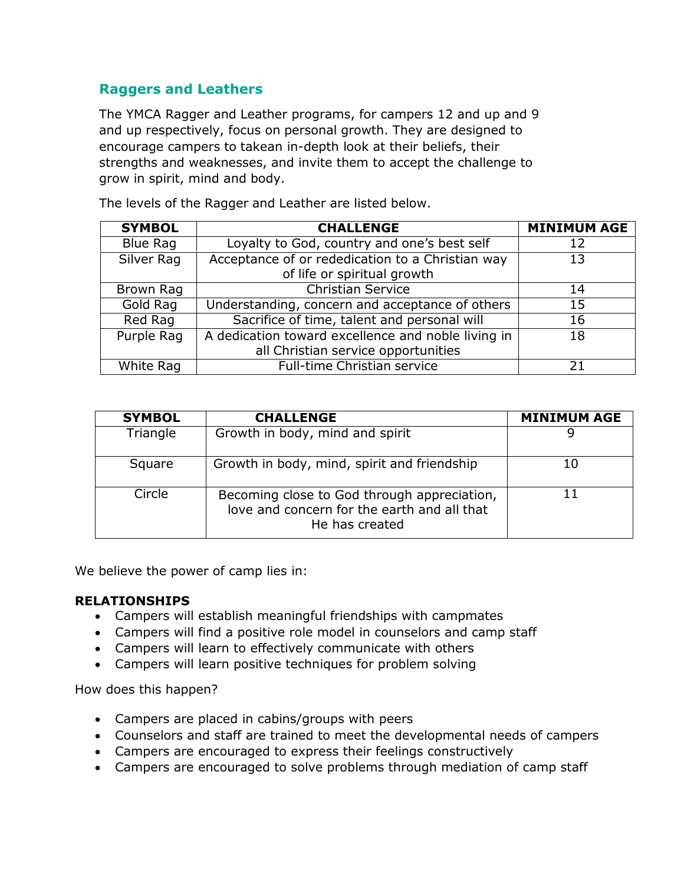## Raggers and Leathers

The YMCA Ragger and Leather programs, for campers 12 and up and 9 and up respectively, focus on personal growth. They are designed to encourage campers to takean in-depth look at their beliefs, their strengths and weaknesses, and invite them to accept the challenge to grow in spirit, mind and body.

The levels of the Ragger and Leather are listed below.

| SYMBOL | CHALLENGE | MINIMUM AGE |
|---|---|---|
| Blue Rag | Loyalty to God, country and one's best self | 12 |
| Silver Rag | Acceptance of or rededication to a Christian way of life or spiritual growth | 13 |
| Brown Rag | Christian Service | 14 |
| Gold Rag | Understanding, concern and acceptance of others | 15 |
| Red Rag | Sacrifice of time, talent and personal will | 16 |
| Purple Rag | A dedication toward excellence and noble living in all Christian service opportunities | 18 |
| White Rag | Full-time Christian service | 21 |

| SYMBOL | CHALLENGE | MINIMUM AGE |
|---|---|---|
| Triangle | Growth in body, mind and spirit | 9 |
| Square | Growth in body, mind, spirit and friendship | 10 |
| Circle | Becoming close to God through appreciation, love and concern for the earth and all that He has created | 11 |

We believe the power of camp lies in:

**RELATIONSHIPS**

- Campers will establish meaningful friendships with campmates
- Campers will find a positive role model in counselors and camp staff
- Campers will learn to effectively communicate with others
- Campers will learn positive techniques for problem solving

How does this happen?

- Campers are placed in cabins/groups with peers
- Counselors and staff are trained to meet the developmental needs of campers
- Campers are encouraged to express their feelings constructively
- Campers are encouraged to solve problems through mediation of camp staff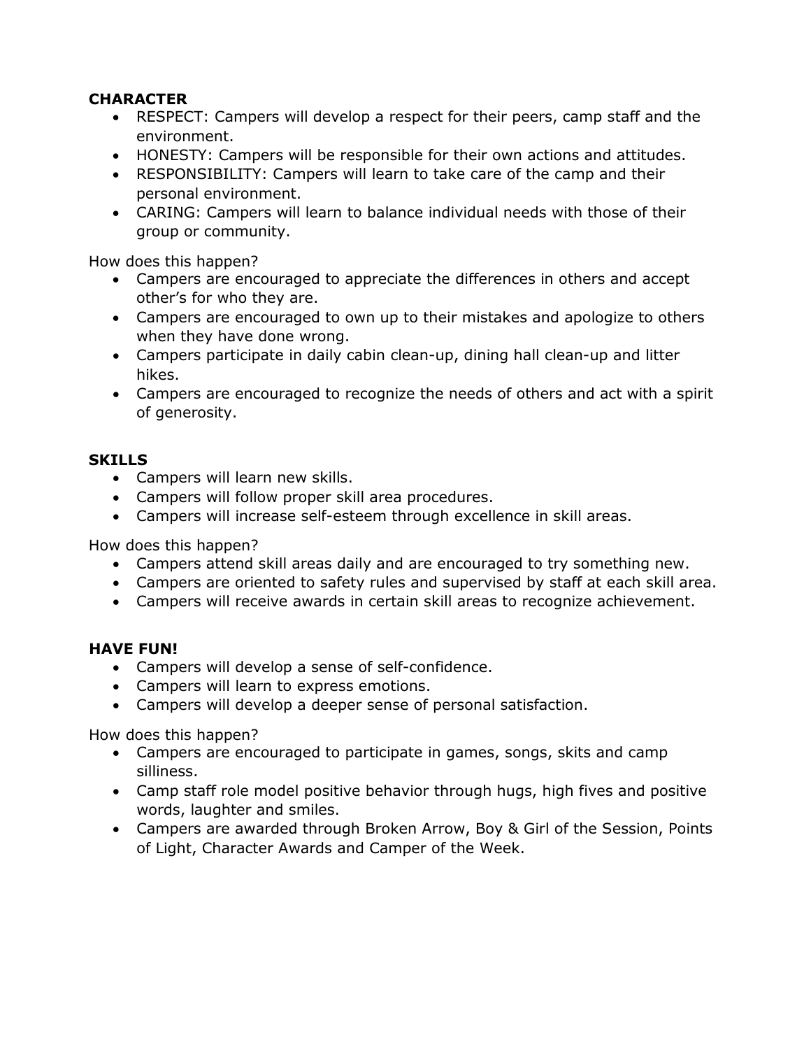**CHARACTER**

- RESPECT: Campers will develop a respect for their peers, camp staff and the environment.
- HONESTY: Campers will be responsible for their own actions and attitudes.
- RESPONSIBILITY: Campers will learn to take care of the camp and their personal environment.
- CARING: Campers will learn to balance individual needs with those of their group or community.

How does this happen?

- Campers are encouraged to appreciate the differences in others and accept other's for who they are.
- Campers are encouraged to own up to their mistakes and apologize to others when they have done wrong.
- Campers participate in daily cabin clean-up, dining hall clean-up and litter hikes.
- Campers are encouraged to recognize the needs of others and act with a spirit of generosity.

**SKILLS**

- Campers will learn new skills.
- Campers will follow proper skill area procedures.
- Campers will increase self-esteem through excellence in skill areas.

How does this happen?

- Campers attend skill areas daily and are encouraged to try something new.
- Campers are oriented to safety rules and supervised by staff at each skill area.
- Campers will receive awards in certain skill areas to recognize achievement.

**HAVE FUN!**

- Campers will develop a sense of self-confidence.
- Campers will learn to express emotions.
- Campers will develop a deeper sense of personal satisfaction.

How does this happen?

- Campers are encouraged to participate in games, songs, skits and camp silliness.
- Camp staff role model positive behavior through hugs, high fives and positive words, laughter and smiles.
- Campers are awarded through Broken Arrow, Boy & Girl of the Session, Points of Light, Character Awards and Camper of the Week.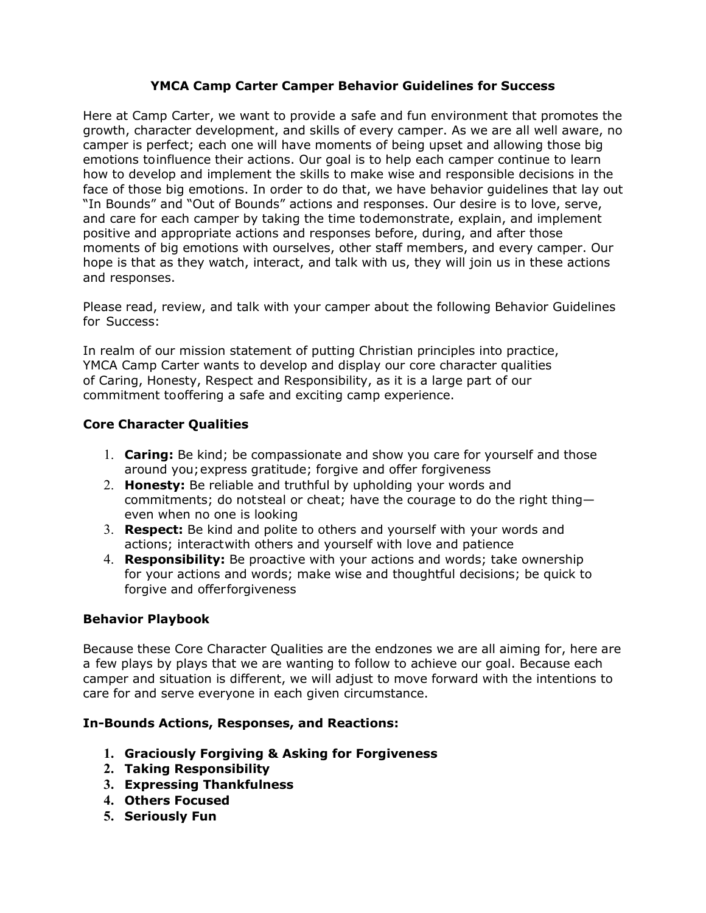# YMCA Camp Carter Camper Behavior Guidelines for Success

Here at Camp Carter, we want to provide a safe and fun environment that promotes the growth, character development, and skills of every camper. As we are all well aware, no camper is perfect; each one will have moments of being upset and allowing those big emotions to influence their actions. Our goal is to help each camper continue to learn how to develop and implement the skills to make wise and responsible decisions in the face of those big emotions. In order to do that, we have behavior guidelines that lay out "In Bounds" and "Out of Bounds" actions and responses. Our desire is to love, serve, and care for each camper by taking the time to demonstrate, explain, and implement positive and appropriate actions and responses before, during, and after those moments of big emotions with ourselves, other staff members, and every camper. Our hope is that as they watch, interact, and talk with us, they will join us in these actions and responses.

Please read, review, and talk with your camper about the following Behavior Guidelines for Success:

In realm of our mission statement of putting Christian principles into practice, YMCA Camp Carter wants to develop and display our core character qualities of Caring, Honesty, Respect and Responsibility, as it is a large part of our commitment to offering a safe and exciting camp experience.

### Core Character Qualities

1. **Caring:** Be kind; be compassionate and show you care for yourself and those around you; express gratitude; forgive and offer forgiveness
2. **Honesty:** Be reliable and truthful by upholding your words and commitments; do not steal or cheat; have the courage to do the right thing—even when no one is looking
3. **Respect:** Be kind and polite to others and yourself with your words and actions; interact with others and yourself with love and patience
4. **Responsibility:** Be proactive with your actions and words; take ownership for your actions and words; make wise and thoughtful decisions; be quick to forgive and offer forgiveness

### Behavior Playbook

Because these Core Character Qualities are the endzones we are all aiming for, here are a few plays by plays that we are wanting to follow to achieve our goal. Because each camper and situation is different, we will adjust to move forward with the intentions to care for and serve everyone in each given circumstance.

### In-Bounds Actions, Responses, and Reactions:

1. **Graciously Forgiving & Asking for Forgiveness**
2. **Taking Responsibility**
3. **Expressing Thankfulness**
4. **Others Focused**
5. **Seriously Fun**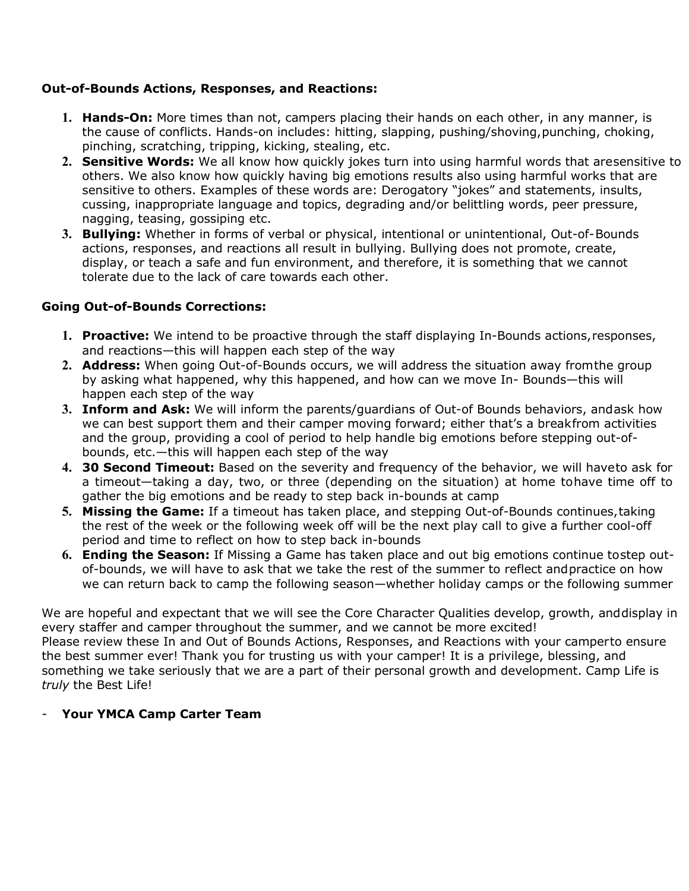**Out-of-Bounds Actions, Responses, and Reactions:**

1. **Hands-On:** More times than not, campers placing their hands on each other, in any manner, is the cause of conflicts. Hands-on includes: hitting, slapping, pushing/shoving,punching, choking, pinching, scratching, tripping, kicking, stealing, etc.
2. **Sensitive Words:** We all know how quickly jokes turn into using harmful words that aresensitive to others. We also know how quickly having big emotions results also using harmful works that are sensitive to others. Examples of these words are: Derogatory "jokes" and statements, insults, cussing, inappropriate language and topics, degrading and/or belittling words, peer pressure, nagging, teasing, gossiping etc.
3. **Bullying:** Whether in forms of verbal or physical, intentional or unintentional, Out-of-Bounds actions, responses, and reactions all result in bullying. Bullying does not promote, create, display, or teach a safe and fun environment, and therefore, it is something that we cannot tolerate due to the lack of care towards each other.

**Going Out-of-Bounds Corrections:**

1. **Proactive:** We intend to be proactive through the staff displaying In-Bounds actions,responses, and reactions—this will happen each step of the way
2. **Address:** When going Out-of-Bounds occurs, we will address the situation away fromthe group by asking what happened, why this happened, and how can we move In- Bounds—this will happen each step of the way
3. **Inform and Ask:** We will inform the parents/guardians of Out-of Bounds behaviors, andask how we can best support them and their camper moving forward; either that's a breakfrom activities and the group, providing a cool of period to help handle big emotions before stepping out-of-bounds, etc.—this will happen each step of the way
4. **30 Second Timeout:** Based on the severity and frequency of the behavior, we will haveto ask for a timeout—taking a day, two, or three (depending on the situation) at home tohave time off to gather the big emotions and be ready to step back in-bounds at camp
5. **Missing the Game:** If a timeout has taken place, and stepping Out-of-Bounds continues,taking the rest of the week or the following week off will be the next play call to give a further cool-off period and time to reflect on how to step back in-bounds
6. **Ending the Season:** If Missing a Game has taken place and out big emotions continue tostep out-of-bounds, we will have to ask that we take the rest of the summer to reflect andpractice on how we can return back to camp the following season—whether holiday camps or the following summer

We are hopeful and expectant that we will see the Core Character Qualities develop, growth, anddisplay in every staffer and camper throughout the summer, and we cannot be more excited!
Please review these In and Out of Bounds Actions, Responses, and Reactions with your camperto ensure the best summer ever! Thank you for trusting us with your camper! It is a privilege, blessing, and something we take seriously that we are a part of their personal growth and development. Camp Life is *truly* the Best Life!

- **Your YMCA Camp Carter Team**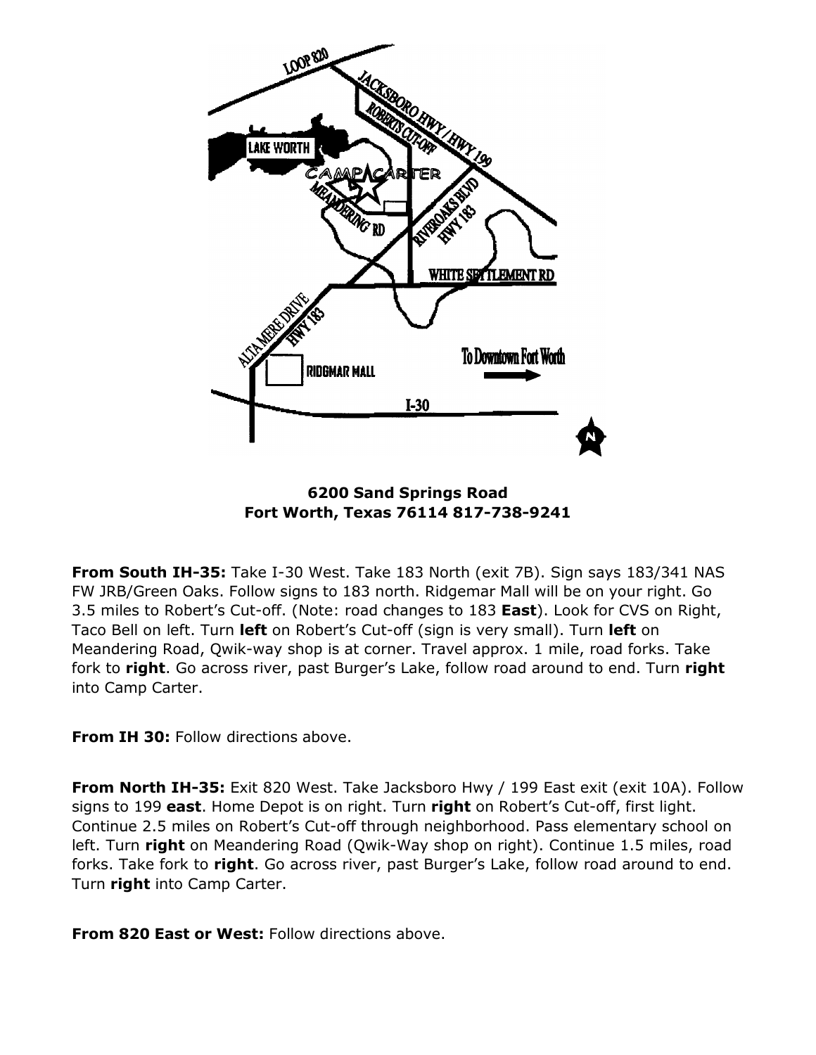LOOP 820

JACKSBORO HWY / HWY 199

ROBERTS CUT-OFF

LAKE WORTH

CAMP CARTER

MEANDERING RD

RIVEROAKS BLVD HWY 183

WHITE SETTLEMENT RD

ALTA MERE DRIVE

HWY 183

RIDGMAR MALL

To Downtown Fort Worth

I-30

N

**6200 Sand Springs Road**
**Fort Worth, Texas 76114 817-738-9241**

**From South IH-35:** Take I-30 West. Take 183 North (exit 7B). Sign says 183/341 NAS FW JRB/Green Oaks. Follow signs to 183 north. Ridgemar Mall will be on your right. Go 3.5 miles to Robert's Cut-off. (Note: road changes to 183 **East**). Look for CVS on Right, Taco Bell on left. Turn **left** on Robert's Cut-off (sign is very small). Turn **left** on Meandering Road, Qwik-way shop is at corner. Travel approx. 1 mile, road forks. Take fork to **right**. Go across river, past Burger's Lake, follow road around to end. Turn **right** into Camp Carter.

**From IH 30:** Follow directions above.

**From North IH-35:** Exit 820 West. Take Jacksboro Hwy / 199 East exit (exit 10A). Follow signs to 199 **east**. Home Depot is on right. Turn **right** on Robert's Cut-off, first light. Continue 2.5 miles on Robert's Cut-off through neighborhood. Pass elementary school on left. Turn **right** on Meandering Road (Qwik-Way shop on right). Continue 1.5 miles, road forks. Take fork to **right**. Go across river, past Burger's Lake, follow road around to end. Turn **right** into Camp Carter.

**From 820 East or West:** Follow directions above.